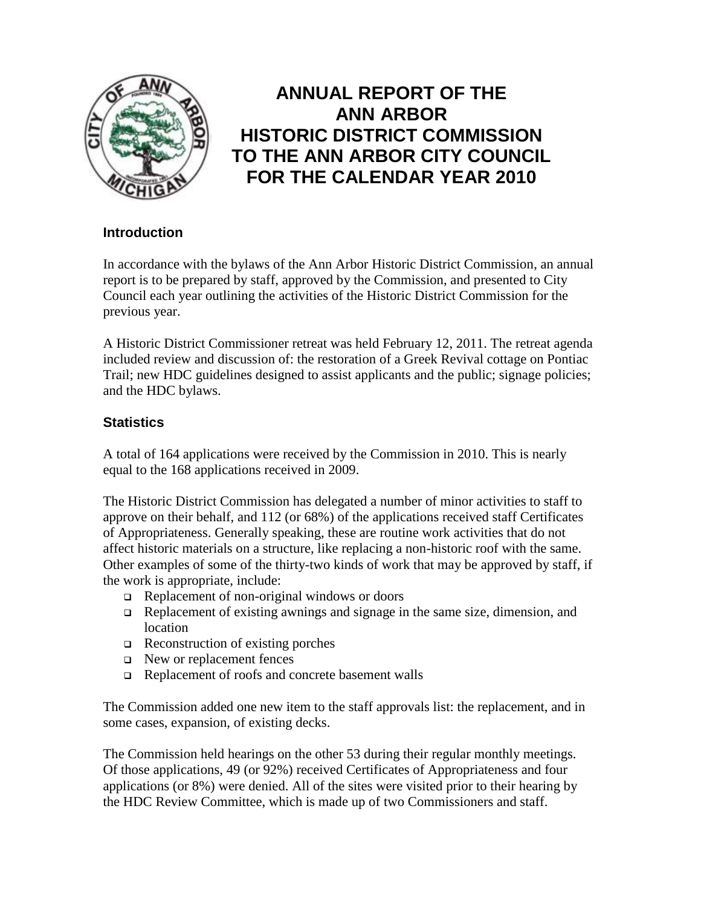# ANNUAL REPORT OF THE ANN ARBOR HISTORIC DISTRICT COMMISSION TO THE ANN ARBOR CITY COUNCIL FOR THE CALENDAR YEAR 2010

### Introduction

In accordance with the bylaws of the Ann Arbor Historic District Commission, an annual report is to be prepared by staff, approved by the Commission, and presented to City Council each year outlining the activities of the Historic District Commission for the previous year.

A Historic District Commissioner retreat was held February 12, 2011. The retreat agenda included review and discussion of: the restoration of a Greek Revival cottage on Pontiac Trail; new HDC guidelines designed to assist applicants and the public; signage policies; and the HDC bylaws.

### Statistics

A total of 164 applications were received by the Commission in 2010. This is nearly equal to the 168 applications received in 2009.

The Historic District Commission has delegated a number of minor activities to staff to approve on their behalf, and 112 (or 68%) of the applications received staff Certificates of Appropriateness. Generally speaking, these are routine work activities that do not affect historic materials on a structure, like replacing a non-historic roof with the same. Other examples of some of the thirty-two kinds of work that may be approved by staff, if the work is appropriate, include:

- Replacement of non-original windows or doors
- Replacement of existing awnings and signage in the same size, dimension, and location
- Reconstruction of existing porches
- New or replacement fences
- Replacement of roofs and concrete basement walls

The Commission added one new item to the staff approvals list: the replacement, and in some cases, expansion, of existing decks.

The Commission held hearings on the other 53 during their regular monthly meetings. Of those applications, 49 (or 92%) received Certificates of Appropriateness and four applications (or 8%) were denied. All of the sites were visited prior to their hearing by the HDC Review Committee, which is made up of two Commissioners and staff.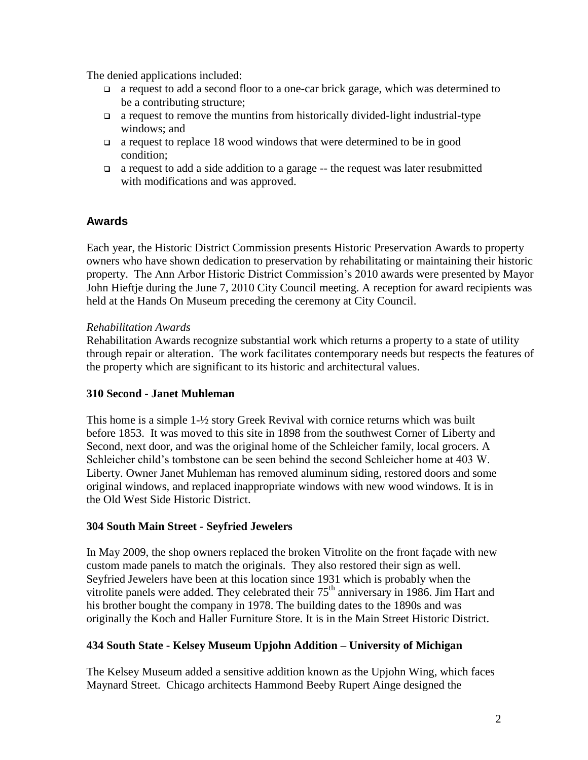The denied applications included:

- a request to add a second floor to a one-car brick garage, which was determined to be a contributing structure;
- a request to remove the muntins from historically divided-light industrial-type windows; and
- a request to replace 18 wood windows that were determined to be in good condition;
- a request to add a side addition to a garage -- the request was later resubmitted with modifications and was approved.

## Awards

Each year, the Historic District Commission presents Historic Preservation Awards to property owners who have shown dedication to preservation by rehabilitating or maintaining their historic property. The Ann Arbor Historic District Commission's 2010 awards were presented by Mayor John Hieftje during the June 7, 2010 City Council meeting. A reception for award recipients was held at the Hands On Museum preceding the ceremony at City Council.

*Rehabilitation Awards*

Rehabilitation Awards recognize substantial work which returns a property to a state of utility through repair or alteration. The work facilitates contemporary needs but respects the features of the property which are significant to its historic and architectural values.

**310 Second - Janet Muhleman**

This home is a simple 1-½ story Greek Revival with cornice returns which was built before 1853. It was moved to this site in 1898 from the southwest Corner of Liberty and Second, next door, and was the original home of the Schleicher family, local grocers. A Schleicher child's tombstone can be seen behind the second Schleicher home at 403 W. Liberty. Owner Janet Muhleman has removed aluminum siding, restored doors and some original windows, and replaced inappropriate windows with new wood windows. It is in the Old West Side Historic District.

**304 South Main Street - Seyfried Jewelers**

In May 2009, the shop owners replaced the broken Vitrolite on the front façade with new custom made panels to match the originals. They also restored their sign as well. Seyfried Jewelers have been at this location since 1931 which is probably when the vitrolite panels were added. They celebrated their 75th anniversary in 1986. Jim Hart and his brother bought the company in 1978. The building dates to the 1890s and was originally the Koch and Haller Furniture Store. It is in the Main Street Historic District.

**434 South State - Kelsey Museum Upjohn Addition – University of Michigan**

The Kelsey Museum added a sensitive addition known as the Upjohn Wing, which faces Maynard Street. Chicago architects Hammond Beeby Rupert Ainge designed the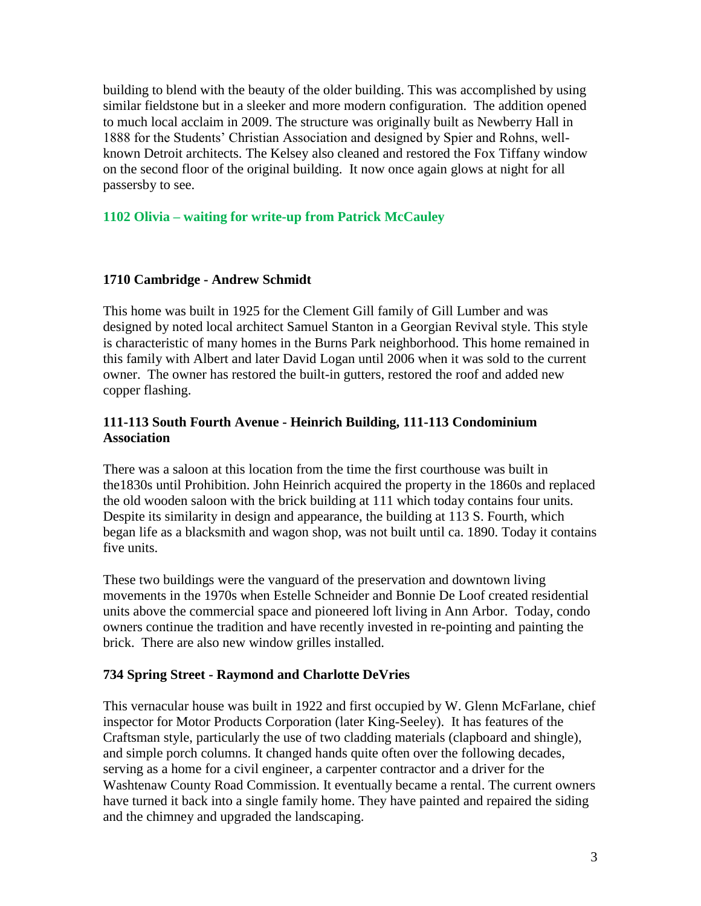building to blend with the beauty of the older building. This was accomplished by using similar fieldstone but in a sleeker and more modern configuration. The addition opened to much local acclaim in 2009. The structure was originally built as Newberry Hall in 1888 for the Students' Christian Association and designed by Spier and Rohns, well-known Detroit architects. The Kelsey also cleaned and restored the Fox Tiffany window on the second floor of the original building. It now once again glows at night for all passersby to see.

**1102 Olivia – waiting for write-up from Patrick McCauley**

**1710 Cambridge - Andrew Schmidt**

This home was built in 1925 for the Clement Gill family of Gill Lumber and was designed by noted local architect Samuel Stanton in a Georgian Revival style. This style is characteristic of many homes in the Burns Park neighborhood. This home remained in this family with Albert and later David Logan until 2006 when it was sold to the current owner. The owner has restored the built-in gutters, restored the roof and added new copper flashing.

**111-113 South Fourth Avenue - Heinrich Building, 111-113 Condominium Association**

There was a saloon at this location from the time the first courthouse was built in the1830s until Prohibition. John Heinrich acquired the property in the 1860s and replaced the old wooden saloon with the brick building at 111 which today contains four units. Despite its similarity in design and appearance, the building at 113 S. Fourth, which began life as a blacksmith and wagon shop, was not built until ca. 1890. Today it contains five units.

These two buildings were the vanguard of the preservation and downtown living movements in the 1970s when Estelle Schneider and Bonnie De Loof created residential units above the commercial space and pioneered loft living in Ann Arbor. Today, condo owners continue the tradition and have recently invested in re-pointing and painting the brick. There are also new window grilles installed.

**734 Spring Street - Raymond and Charlotte DeVries**

This vernacular house was built in 1922 and first occupied by W. Glenn McFarlane, chief inspector for Motor Products Corporation (later King-Seeley). It has features of the Craftsman style, particularly the use of two cladding materials (clapboard and shingle), and simple porch columns. It changed hands quite often over the following decades, serving as a home for a civil engineer, a carpenter contractor and a driver for the Washtenaw County Road Commission. It eventually became a rental. The current owners have turned it back into a single family home. They have painted and repaired the siding and the chimney and upgraded the landscaping.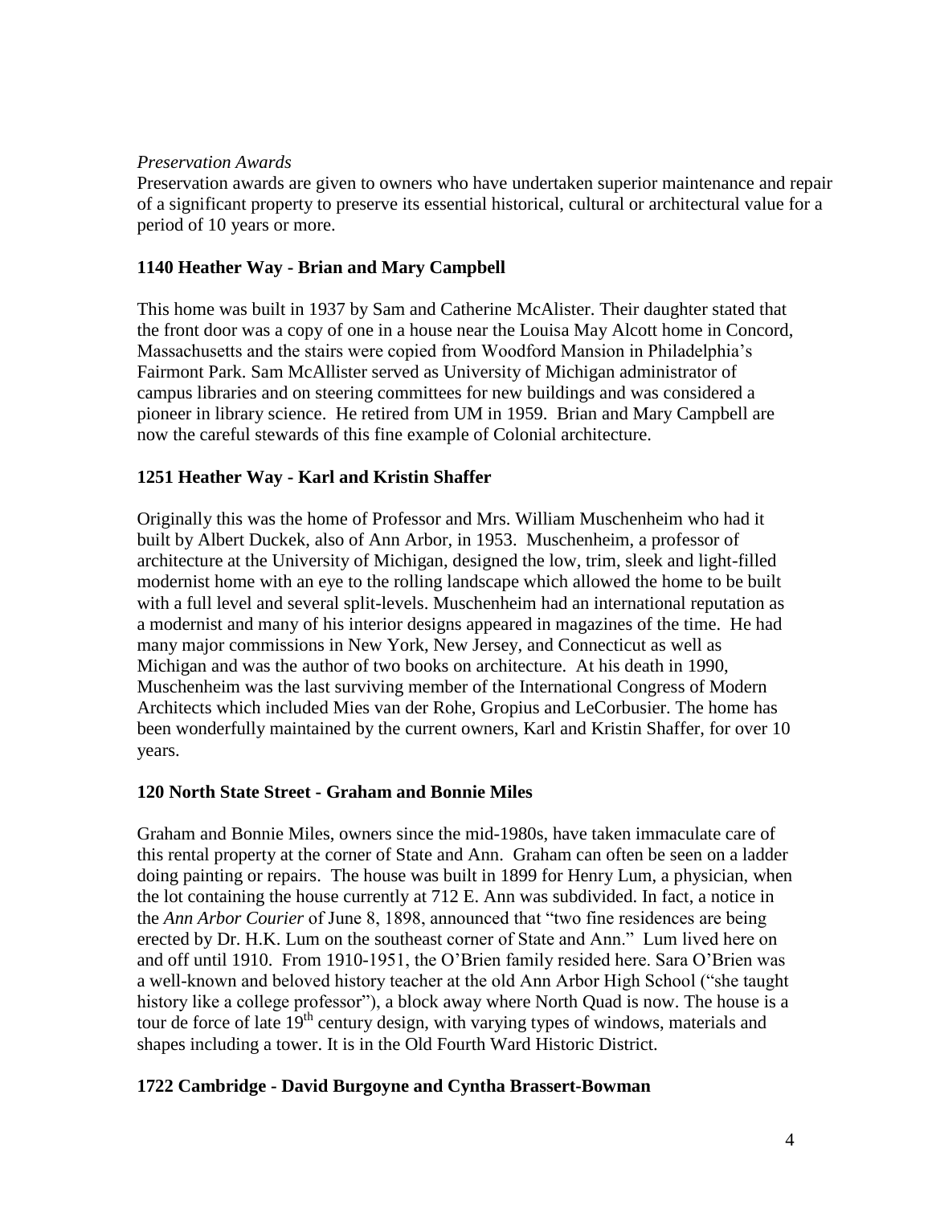*Preservation Awards*

Preservation awards are given to owners who have undertaken superior maintenance and repair of a significant property to preserve its essential historical, cultural or architectural value for a period of 10 years or more.

**1140 Heather Way - Brian and Mary Campbell**

This home was built in 1937 by Sam and Catherine McAlister. Their daughter stated that the front door was a copy of one in a house near the Louisa May Alcott home in Concord, Massachusetts and the stairs were copied from Woodford Mansion in Philadelphia's Fairmont Park. Sam McAllister served as University of Michigan administrator of campus libraries and on steering committees for new buildings and was considered a pioneer in library science. He retired from UM in 1959. Brian and Mary Campbell are now the careful stewards of this fine example of Colonial architecture.

**1251 Heather Way - Karl and Kristin Shaffer**

Originally this was the home of Professor and Mrs. William Muschenheim who had it built by Albert Duckek, also of Ann Arbor, in 1953. Muschenheim, a professor of architecture at the University of Michigan, designed the low, trim, sleek and light-filled modernist home with an eye to the rolling landscape which allowed the home to be built with a full level and several split-levels. Muschenheim had an international reputation as a modernist and many of his interior designs appeared in magazines of the time. He had many major commissions in New York, New Jersey, and Connecticut as well as Michigan and was the author of two books on architecture. At his death in 1990, Muschenheim was the last surviving member of the International Congress of Modern Architects which included Mies van der Rohe, Gropius and LeCorbusier. The home has been wonderfully maintained by the current owners, Karl and Kristin Shaffer, for over 10 years.

**120 North State Street - Graham and Bonnie Miles**

Graham and Bonnie Miles, owners since the mid-1980s, have taken immaculate care of this rental property at the corner of State and Ann. Graham can often be seen on a ladder doing painting or repairs. The house was built in 1899 for Henry Lum, a physician, when the lot containing the house currently at 712 E. Ann was subdivided. In fact, a notice in the *Ann Arbor Courier* of June 8, 1898, announced that "two fine residences are being erected by Dr. H.K. Lum on the southeast corner of State and Ann." Lum lived here on and off until 1910. From 1910-1951, the O'Brien family resided here. Sara O'Brien was a well-known and beloved history teacher at the old Ann Arbor High School ("she taught history like a college professor"), a block away where North Quad is now. The house is a tour de force of late 19th century design, with varying types of windows, materials and shapes including a tower. It is in the Old Fourth Ward Historic District.

**1722 Cambridge - David Burgoyne and Cyntha Brassert-Bowman**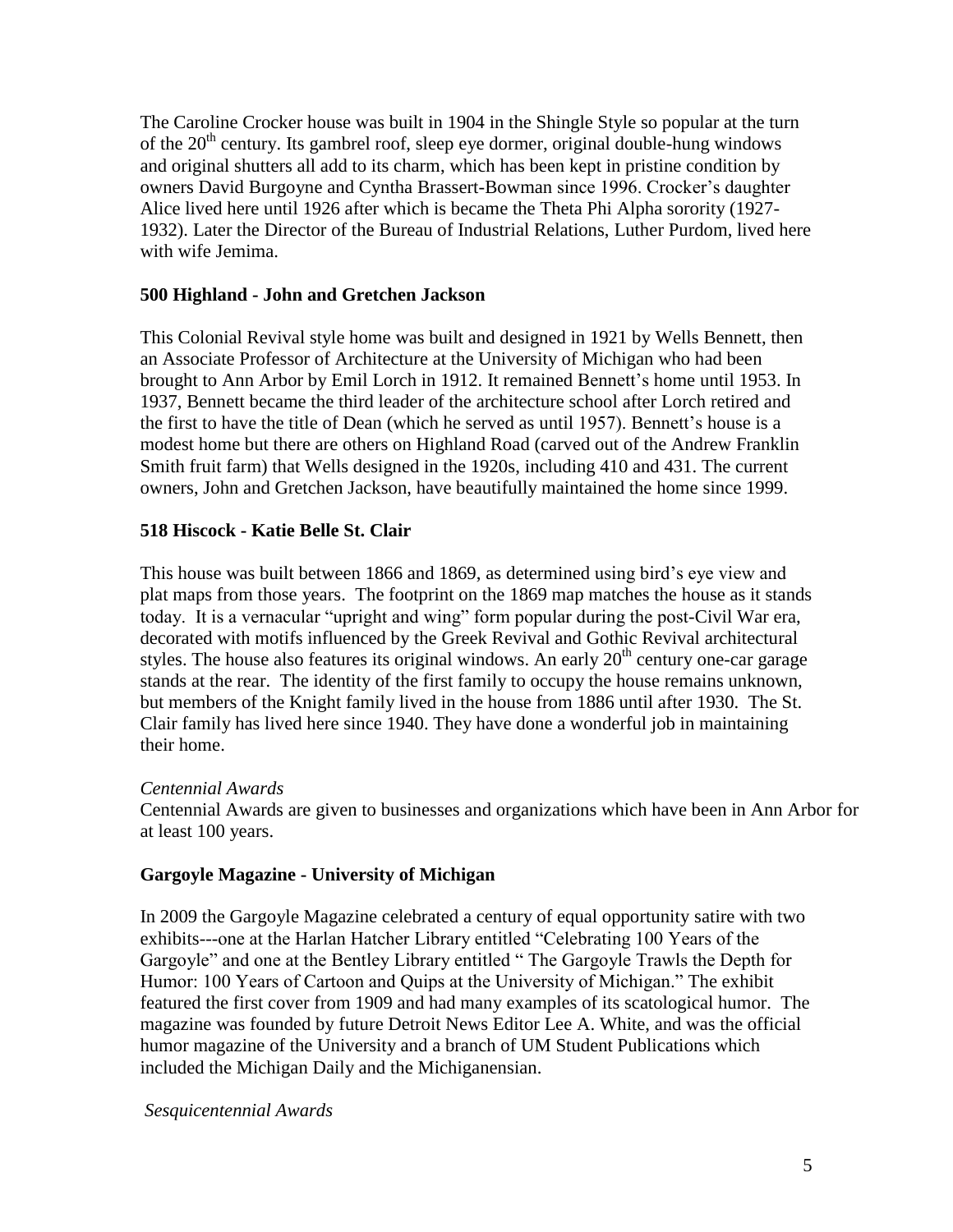The Caroline Crocker house was built in 1904 in the Shingle Style so popular at the turn of the 20th century. Its gambrel roof, sleep eye dormer, original double-hung windows and original shutters all add to its charm, which has been kept in pristine condition by owners David Burgoyne and Cyntha Brassert-Bowman since 1996. Crocker's daughter Alice lived here until 1926 after which is became the Theta Phi Alpha sorority (1927-1932). Later the Director of the Bureau of Industrial Relations, Luther Purdom, lived here with wife Jemima.

**500 Highland - John and Gretchen Jackson**

This Colonial Revival style home was built and designed in 1921 by Wells Bennett, then an Associate Professor of Architecture at the University of Michigan who had been brought to Ann Arbor by Emil Lorch in 1912. It remained Bennett's home until 1953. In 1937, Bennett became the third leader of the architecture school after Lorch retired and the first to have the title of Dean (which he served as until 1957). Bennett's house is a modest home but there are others on Highland Road (carved out of the Andrew Franklin Smith fruit farm) that Wells designed in the 1920s, including 410 and 431. The current owners, John and Gretchen Jackson, have beautifully maintained the home since 1999.

**518 Hiscock - Katie Belle St. Clair**

This house was built between 1866 and 1869, as determined using bird's eye view and plat maps from those years. The footprint on the 1869 map matches the house as it stands today. It is a vernacular "upright and wing" form popular during the post-Civil War era, decorated with motifs influenced by the Greek Revival and Gothic Revival architectural styles. The house also features its original windows. An early 20th century one-car garage stands at the rear. The identity of the first family to occupy the house remains unknown, but members of the Knight family lived in the house from 1886 until after 1930. The St. Clair family has lived here since 1940. They have done a wonderful job in maintaining their home.

*Centennial Awards*

Centennial Awards are given to businesses and organizations which have been in Ann Arbor for at least 100 years.

**Gargoyle Magazine - University of Michigan**

In 2009 the Gargoyle Magazine celebrated a century of equal opportunity satire with two exhibits---one at the Harlan Hatcher Library entitled "Celebrating 100 Years of the Gargoyle" and one at the Bentley Library entitled " The Gargoyle Trawls the Depth for Humor: 100 Years of Cartoon and Quips at the University of Michigan." The exhibit featured the first cover from 1909 and had many examples of its scatological humor. The magazine was founded by future Detroit News Editor Lee A. White, and was the official humor magazine of the University and a branch of UM Student Publications which included the Michigan Daily and the Michiganensian.

*Sesquicentennial Awards*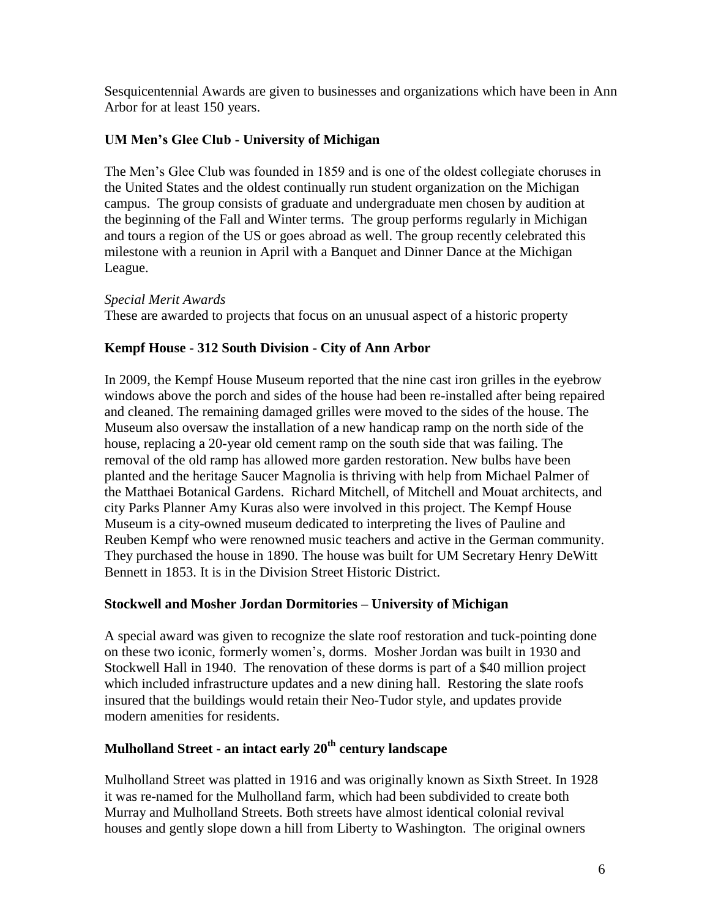Sesquicentennial Awards are given to businesses and organizations which have been in Ann Arbor for at least 150 years.

**UM Men's Glee Club - University of Michigan**

The Men's Glee Club was founded in 1859 and is one of the oldest collegiate choruses in the United States and the oldest continually run student organization on the Michigan campus. The group consists of graduate and undergraduate men chosen by audition at the beginning of the Fall and Winter terms. The group performs regularly in Michigan and tours a region of the US or goes abroad as well. The group recently celebrated this milestone with a reunion in April with a Banquet and Dinner Dance at the Michigan League.

*Special Merit Awards*

These are awarded to projects that focus on an unusual aspect of a historic property

**Kempf House - 312 South Division - City of Ann Arbor**

In 2009, the Kempf House Museum reported that the nine cast iron grilles in the eyebrow windows above the porch and sides of the house had been re-installed after being repaired and cleaned. The remaining damaged grilles were moved to the sides of the house. The Museum also oversaw the installation of a new handicap ramp on the north side of the house, replacing a 20-year old cement ramp on the south side that was failing. The removal of the old ramp has allowed more garden restoration. New bulbs have been planted and the heritage Saucer Magnolia is thriving with help from Michael Palmer of the Matthaei Botanical Gardens. Richard Mitchell, of Mitchell and Mouat architects, and city Parks Planner Amy Kuras also were involved in this project. The Kempf House Museum is a city-owned museum dedicated to interpreting the lives of Pauline and Reuben Kempf who were renowned music teachers and active in the German community. They purchased the house in 1890. The house was built for UM Secretary Henry DeWitt Bennett in 1853. It is in the Division Street Historic District.

**Stockwell and Mosher Jordan Dormitories – University of Michigan**

A special award was given to recognize the slate roof restoration and tuck-pointing done on these two iconic, formerly women's, dorms. Mosher Jordan was built in 1930 and Stockwell Hall in 1940. The renovation of these dorms is part of a $40 million project which included infrastructure updates and a new dining hall. Restoring the slate roofs insured that the buildings would retain their Neo-Tudor style, and updates provide modern amenities for residents.

**Mulholland Street - an intact early 20th century landscape**

Mulholland Street was platted in 1916 and was originally known as Sixth Street. In 1928 it was re-named for the Mulholland farm, which had been subdivided to create both Murray and Mulholland Streets. Both streets have almost identical colonial revival houses and gently slope down a hill from Liberty to Washington. The original owners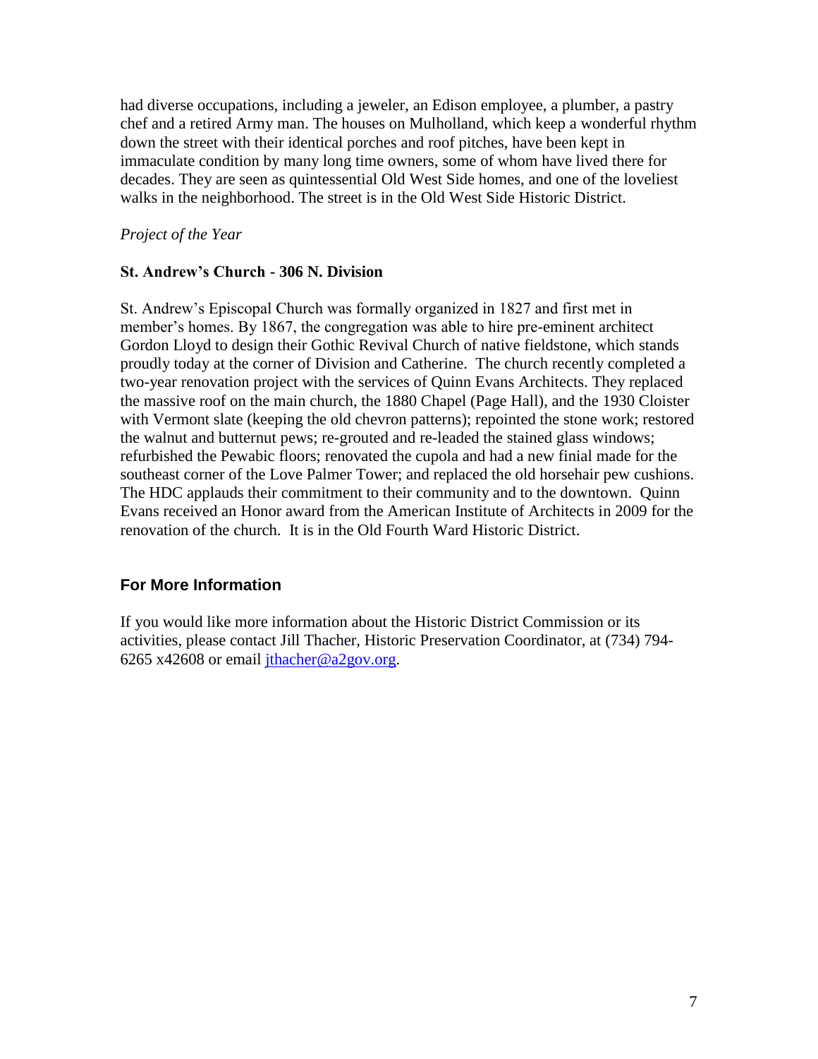had diverse occupations, including a jeweler, an Edison employee, a plumber, a pastry chef and a retired Army man. The houses on Mulholland, which keep a wonderful rhythm down the street with their identical porches and roof pitches, have been kept in immaculate condition by many long time owners, some of whom have lived there for decades. They are seen as quintessential Old West Side homes, and one of the loveliest walks in the neighborhood. The street is in the Old West Side Historic District.

*Project of the Year*

**St. Andrew's Church - 306 N. Division**

St. Andrew's Episcopal Church was formally organized in 1827 and first met in member's homes. By 1867, the congregation was able to hire pre-eminent architect Gordon Lloyd to design their Gothic Revival Church of native fieldstone, which stands proudly today at the corner of Division and Catherine. The church recently completed a two-year renovation project with the services of Quinn Evans Architects. They replaced the massive roof on the main church, the 1880 Chapel (Page Hall), and the 1930 Cloister with Vermont slate (keeping the old chevron patterns); repointed the stone work; restored the walnut and butternut pews; re-grouted and re-leaded the stained glass windows; refurbished the Pewabic floors; renovated the cupola and had a new finial made for the southeast corner of the Love Palmer Tower; and replaced the old horsehair pew cushions. The HDC applauds their commitment to their community and to the downtown. Quinn Evans received an Honor award from the American Institute of Architects in 2009 for the renovation of the church. It is in the Old Fourth Ward Historic District.

## For More Information

If you would like more information about the Historic District Commission or its activities, please contact Jill Thacher, Historic Preservation Coordinator, at (734) 794-6265 x42608 or email [jthacher@a2gov.org](mailto:jthacher@a2gov.org).